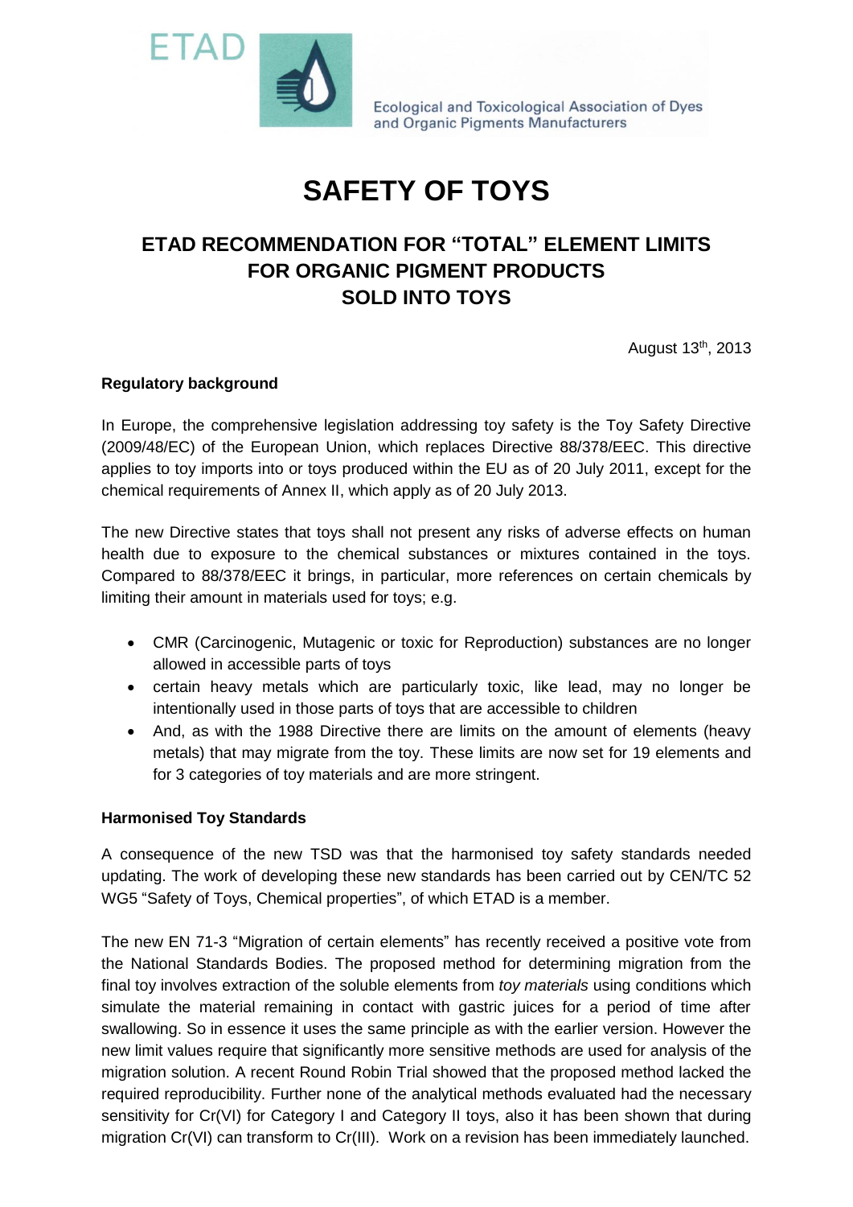ETAD

Ecological and Toxicological Association of Dyes and Organic Pigments Manufacturers

# SAFETY OF TOYS

## ETAD RECOMMENDATION FOR "TOTAL" ELEMENT LIMITS FOR ORGANIC PIGMENT PRODUCTS SOLD INTO TOYS

August 13th, 2013

**Regulatory background**

In Europe, the comprehensive legislation addressing toy safety is the Toy Safety Directive (2009/48/EC) of the European Union, which replaces Directive 88/378/EEC. This directive applies to toy imports into or toys produced within the EU as of 20 July 2011, except for the chemical requirements of Annex II, which apply as of 20 July 2013.

The new Directive states that toys shall not present any risks of adverse effects on human health due to exposure to the chemical substances or mixtures contained in the toys. Compared to 88/378/EEC it brings, in particular, more references on certain chemicals by limiting their amount in materials used for toys; e.g.

- CMR (Carcinogenic, Mutagenic or toxic for Reproduction) substances are no longer allowed in accessible parts of toys
- certain heavy metals which are particularly toxic, like lead, may no longer be intentionally used in those parts of toys that are accessible to children
- And, as with the 1988 Directive there are limits on the amount of elements (heavy metals) that may migrate from the toy. These limits are now set for 19 elements and for 3 categories of toy materials and are more stringent.

**Harmonised Toy Standards**

A consequence of the new TSD was that the harmonised toy safety standards needed updating. The work of developing these new standards has been carried out by CEN/TC 52 WG5 "Safety of Toys, Chemical properties", of which ETAD is a member.

The new EN 71-3 "Migration of certain elements" has recently received a positive vote from the National Standards Bodies. The proposed method for determining migration from the final toy involves extraction of the soluble elements from *toy materials* using conditions which simulate the material remaining in contact with gastric juices for a period of time after swallowing. So in essence it uses the same principle as with the earlier version. However the new limit values require that significantly more sensitive methods are used for analysis of the migration solution. A recent Round Robin Trial showed that the proposed method lacked the required reproducibility. Further none of the analytical methods evaluated had the necessary sensitivity for Cr(VI) for Category I and Category II toys, also it has been shown that during migration Cr(VI) can transform to Cr(III). Work on a revision has been immediately launched.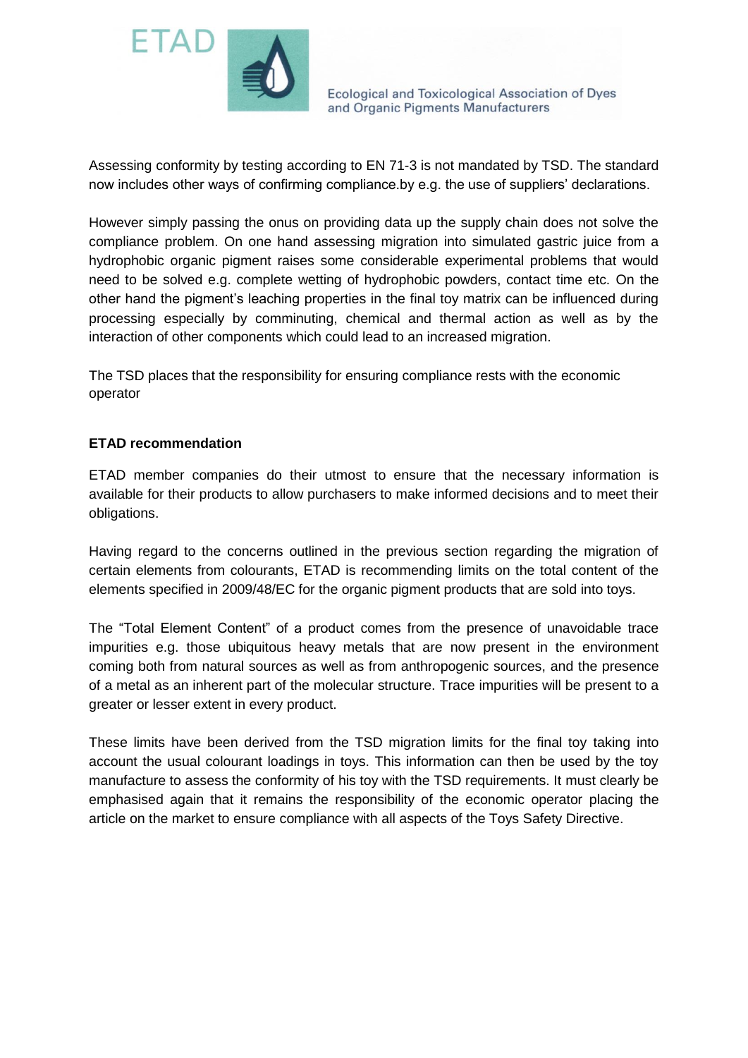Assessing conformity by testing according to EN 71-3 is not mandated by TSD. The standard now includes other ways of confirming compliance.by e.g. the use of suppliers' declarations.

However simply passing the onus on providing data up the supply chain does not solve the compliance problem. On one hand assessing migration into simulated gastric juice from a hydrophobic organic pigment raises some considerable experimental problems that would need to be solved e.g. complete wetting of hydrophobic powders, contact time etc. On the other hand the pigment's leaching properties in the final toy matrix can be influenced during processing especially by comminuting, chemical and thermal action as well as by the interaction of other components which could lead to an increased migration.

The TSD places that the responsibility for ensuring compliance rests with the economic operator

**ETAD recommendation**

ETAD member companies do their utmost to ensure that the necessary information is available for their products to allow purchasers to make informed decisions and to meet their obligations.

Having regard to the concerns outlined in the previous section regarding the migration of certain elements from colourants, ETAD is recommending limits on the total content of the elements specified in 2009/48/EC for the organic pigment products that are sold into toys.

The "Total Element Content" of a product comes from the presence of unavoidable trace impurities e.g. those ubiquitous heavy metals that are now present in the environment coming both from natural sources as well as from anthropogenic sources, and the presence of a metal as an inherent part of the molecular structure. Trace impurities will be present to a greater or lesser extent in every product.

These limits have been derived from the TSD migration limits for the final toy taking into account the usual colourant loadings in toys. This information can then be used by the toy manufacture to assess the conformity of his toy with the TSD requirements. It must clearly be emphasised again that it remains the responsibility of the economic operator placing the article on the market to ensure compliance with all aspects of the Toys Safety Directive.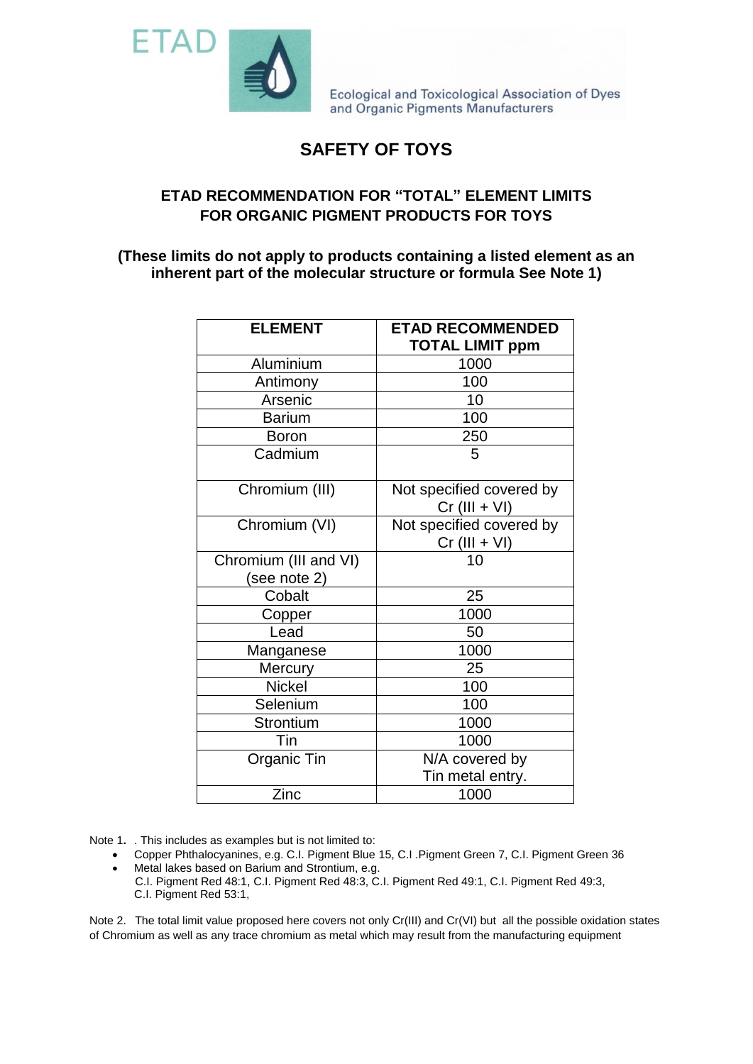ETAD

Ecological and Toxicological Association of Dyes and Organic Pigments Manufacturers

# SAFETY OF TOYS

## ETAD RECOMMENDATION FOR "TOTAL" ELEMENT LIMITS FOR ORGANIC PIGMENT PRODUCTS FOR TOYS

**(These limits do not apply to products containing a listed element as an inherent part of the molecular structure or formula See Note 1)**

| ELEMENT | ETAD RECOMMENDED TOTAL LIMIT ppm |
|---|---|
| Aluminium | 1000 |
| Antimony | 100 |
| Arsenic | 10 |
| Barium | 100 |
| Boron | 250 |
| Cadmium | 5 |
| Chromium (III) | Not specified covered by Cr (III + VI) |
| Chromium (VI) | Not specified covered by Cr (III + VI) |
| Chromium (III and VI) (see note 2) | 10 |
| Cobalt | 25 |
| Copper | 1000 |
| Lead | 50 |
| Manganese | 1000 |
| Mercury | 25 |
| Nickel | 100 |
| Selenium | 100 |
| Strontium | 1000 |
| Tin | 1000 |
| Organic Tin | N/A covered by Tin metal entry. |
| Zinc | 1000 |

Note 1. . This includes as examples but is not limited to:

- Copper Phthalocyanines, e.g. C.I. Pigment Blue 15, C.I .Pigment Green 7, C.I. Pigment Green 36
- Metal lakes based on Barium and Strontium, e.g.
  C.I. Pigment Red 48:1, C.I. Pigment Red 48:3, C.I. Pigment Red 49:1, C.I. Pigment Red 49:3, C.I. Pigment Red 53:1,

Note 2. The total limit value proposed here covers not only Cr(III) and Cr(VI) but all the possible oxidation states of Chromium as well as any trace chromium as metal which may result from the manufacturing equipment